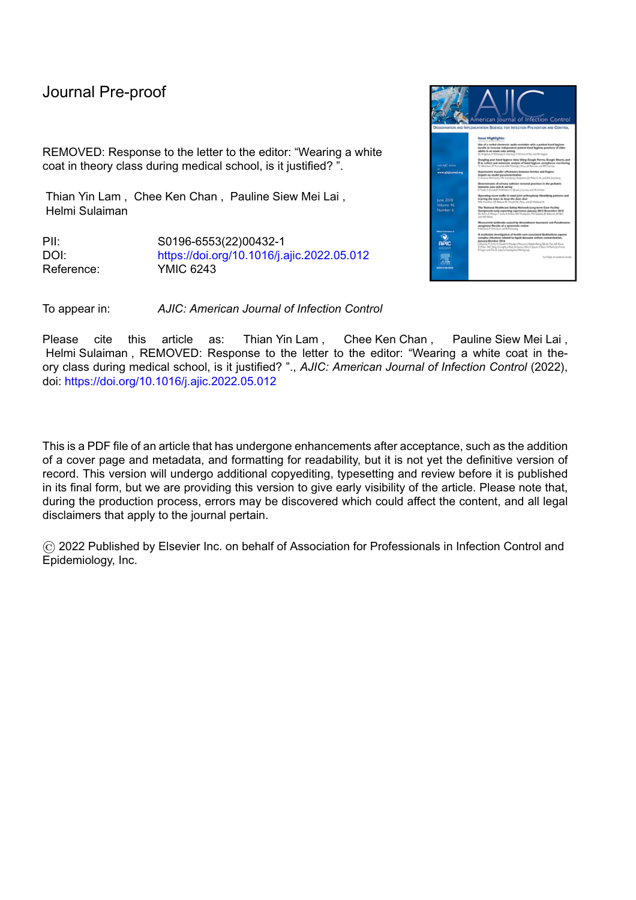Journal Pre-proof

REMOVED: Response to the letter to the editor: "Wearing a white coat in theory class during medical school, is it justified? ".

Thian Yin Lam , Chee Ken Chan , Pauline Siew Mei Lai , Helmi Sulaiman

PII: S0196-6553(22)00432-1

DOI: https://doi.org/10.1016/j.ajic.2022.05.012

Reference: YMIC 6243

To appear in: *AJIC: American Journal of Infection Control*

Please cite this article as: Thian Yin Lam , Chee Ken Chan , Pauline Siew Mei Lai , Helmi Sulaiman , REMOVED: Response to the letter to the editor: "Wearing a white coat in theory class during medical school, is it justified? ", *AJIC: American Journal of Infection Control* (2022), doi: https://doi.org/10.1016/j.ajic.2022.05.012

This is a PDF file of an article that has undergone enhancements after acceptance, such as the addition of a cover page and metadata, and formatting for readability, but it is not yet the definitive version of record. This version will undergo additional copyediting, typesetting and review before it is published in its final form, but we are providing this version to give early visibility of the article. Please note that, during the production process, errors may be discovered which could affect the content, and all legal disclaimers that apply to the journal pertain.

© 2022 Published by Elsevier Inc. on behalf of Association for Professionals in Infection Control and Epidemiology, Inc.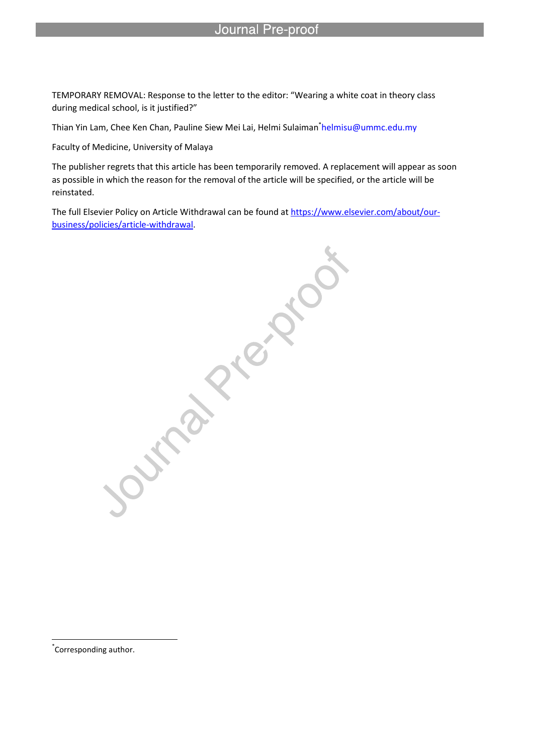TEMPORARY REMOVAL: Response to the letter to the editor: "Wearing a white coat in theory class during medical school, is it justified?"

Thian Yin Lam, Chee Ken Chan, Pauline Siew Mei Lai, Helmi Sulaiman[*] helmisu@ummc.edu.my

Faculty of Medicine, University of Malaya

The publisher regrets that this article has been temporarily removed. A replacement will appear as soon as possible in which the reason for the removal of the article will be specified, or the article will be reinstated.

The full Elsevier Policy on Article Withdrawal can be found at https://www.elsevier.com/about/our-business/policies/article-withdrawal.

[*] Corresponding author.